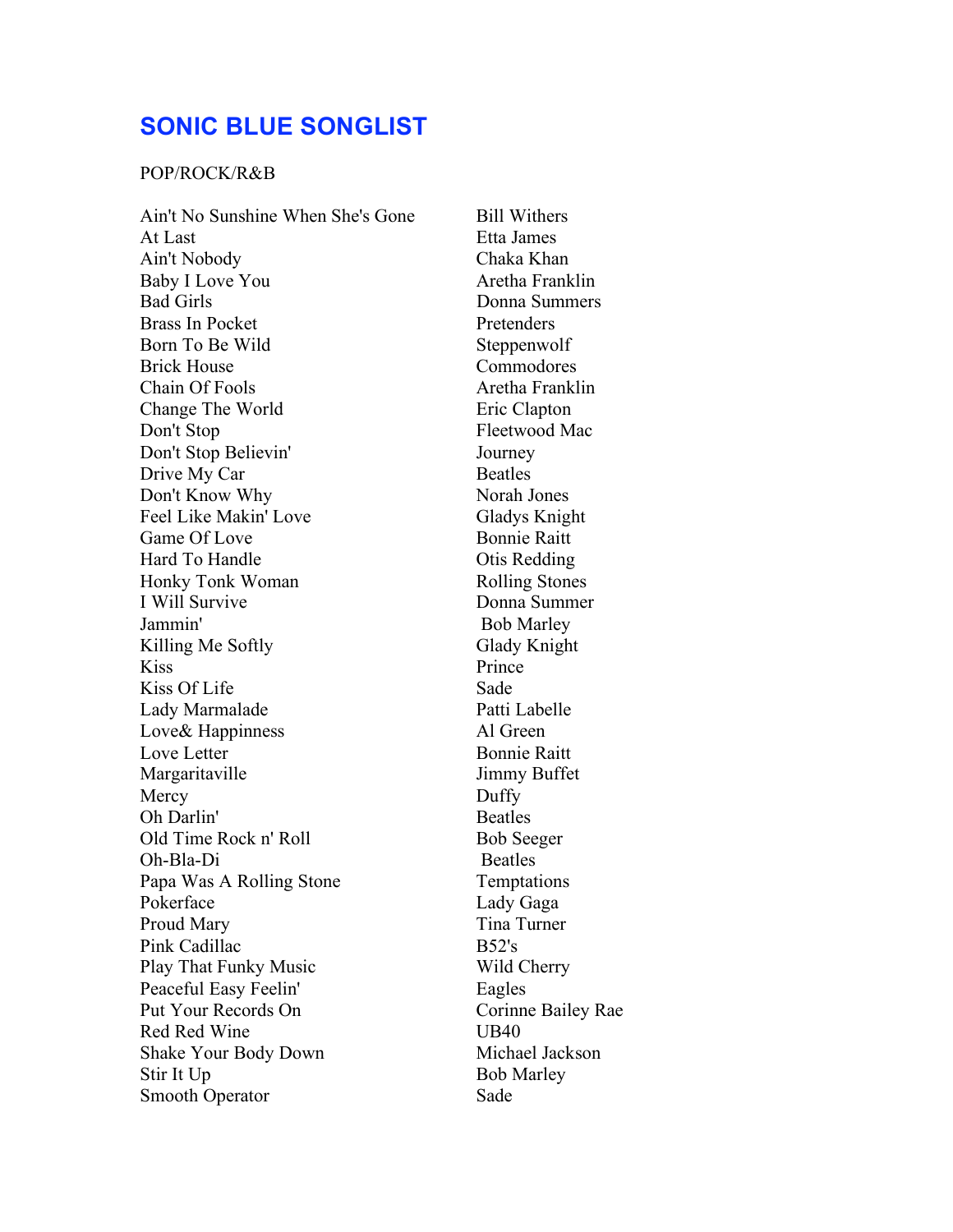# SONIC BLUE SONGLIST

POP/ROCK/R&B

| Song | Artist |
| --- | --- |
| Ain't No Sunshine When She's Gone | Bill Withers |
| At Last | Etta James |
| Ain't Nobody | Chaka Khan |
| Baby I Love You | Aretha Franklin |
| Bad Girls | Donna Summers |
| Brass In Pocket | Pretenders |
| Born To Be Wild | Steppenwolf |
| Brick House | Commodores |
| Chain Of Fools | Aretha Franklin |
| Change The World | Eric Clapton |
| Don't Stop | Fleetwood Mac |
| Don't Stop Believin' | Journey |
| Drive My Car | Beatles |
| Don't Know Why | Norah Jones |
| Feel Like Makin' Love | Gladys Knight |
| Game Of Love | Bonnie Raitt |
| Hard To Handle | Otis Redding |
| Honky Tonk Woman | Rolling Stones |
| I Will Survive | Donna Summer |
| Jammin' | Bob Marley |
| Killing Me Softly | Glady Knight |
| Kiss | Prince |
| Kiss Of Life | Sade |
| Lady Marmalade | Patti Labelle |
| Love& Happinness | Al Green |
| Love Letter | Bonnie Raitt |
| Margaritaville | Jimmy Buffet |
| Mercy | Duffy |
| Oh Darlin' | Beatles |
| Old Time Rock n' Roll | Bob Seeger |
| Oh-Bla-Di | Beatles |
| Papa Was A Rolling Stone | Temptations |
| Pokerface | Lady Gaga |
| Proud Mary | Tina Turner |
| Pink Cadillac | B52's |
| Play That Funky Music | Wild Cherry |
| Peaceful Easy Feelin' | Eagles |
| Put Your Records On | Corinne Bailey Rae |
| Red Red Wine | UB40 |
| Shake Your Body Down | Michael Jackson |
| Stir It Up | Bob Marley |
| Smooth Operator | Sade |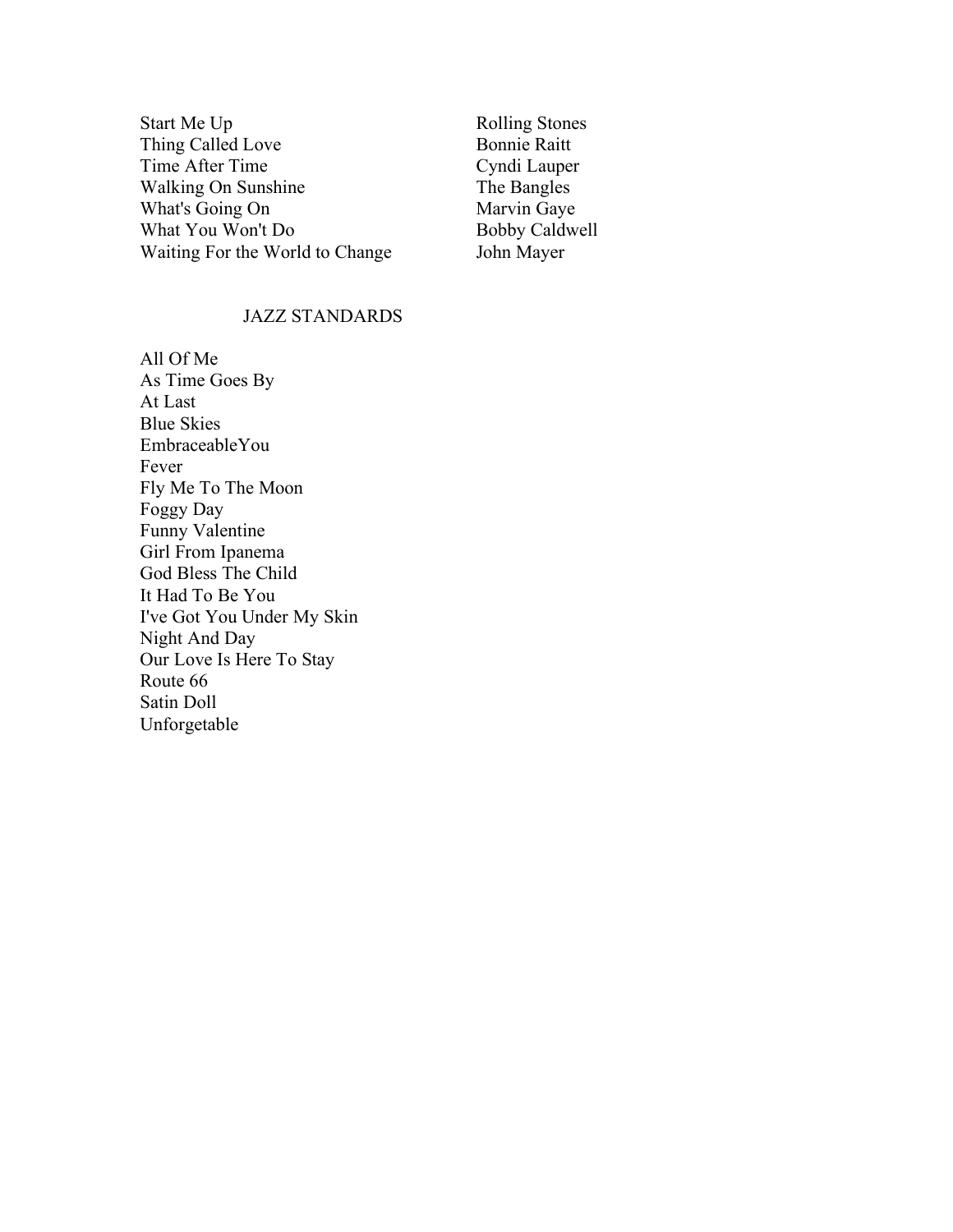| | |
|---|---|
| Start Me Up | Rolling Stones |
| Thing Called Love | Bonnie Raitt |
| Time After Time | Cyndi Lauper |
| Walking On Sunshine | The Bangles |
| What's Going On | Marvin Gaye |
| What You Won't Do | Bobby Caldwell |
| Waiting For the World to Change | John Mayer |

## JAZZ STANDARDS

All Of Me
As Time Goes By
At Last
Blue Skies
EmbraceableYou
Fever
Fly Me To The Moon
Foggy Day
Funny Valentine
Girl From Ipanema
God Bless The Child
It Had To Be You
I've Got You Under My Skin
Night And Day
Our Love Is Here To Stay
Route 66
Satin Doll
Unforgetable